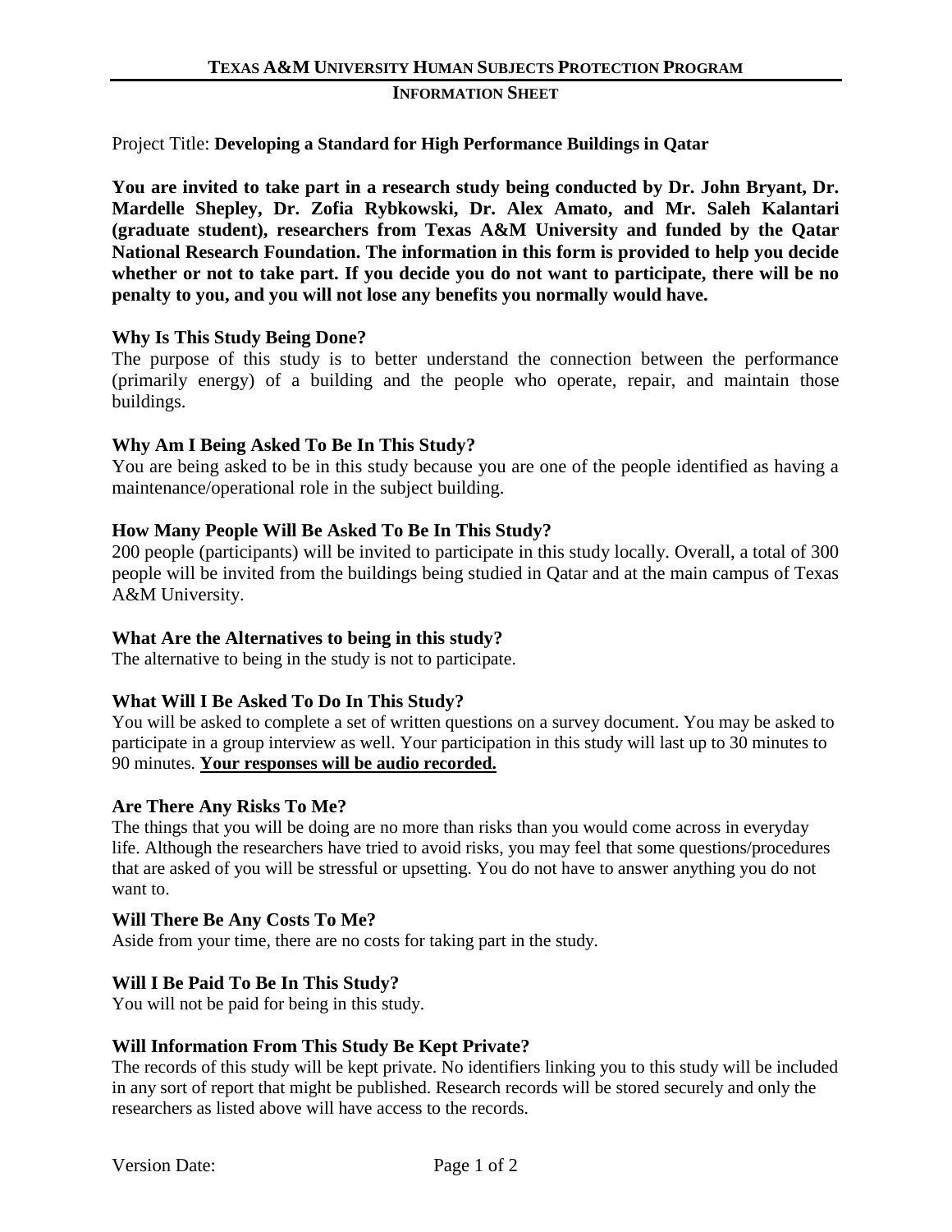**TEXAS A&M UNIVERSITY HUMAN SUBJECTS PROTECTION PROGRAM**

**INFORMATION SHEET**

Project Title: **Developing a Standard for High Performance Buildings in Qatar**

**You are invited to take part in a research study being conducted by Dr. John Bryant, Dr. Mardelle Shepley, Dr. Zofia Rybkowski, Dr. Alex Amato, and Mr. Saleh Kalantari (graduate student), researchers from Texas A&M University and funded by the Qatar National Research Foundation. The information in this form is provided to help you decide whether or not to take part. If you decide you do not want to participate, there will be no penalty to you, and you will not lose any benefits you normally would have.**

### Why Is This Study Being Done?

The purpose of this study is to better understand the connection between the performance (primarily energy) of a building and the people who operate, repair, and maintain those buildings.

### Why Am I Being Asked To Be In This Study?

You are being asked to be in this study because you are one of the people identified as having a maintenance/operational role in the subject building.

### How Many People Will Be Asked To Be In This Study?

200 people (participants) will be invited to participate in this study locally. Overall, a total of 300 people will be invited from the buildings being studied in Qatar and at the main campus of Texas A&M University.

### What Are the Alternatives to being in this study?

The alternative to being in the study is not to participate.

### What Will I Be Asked To Do In This Study?

You will be asked to complete a set of written questions on a survey document. You may be asked to participate in a group interview as well. Your participation in this study will last up to 30 minutes to 90 minutes. **<u>Your responses will be audio recorded.</u>**

### Are There Any Risks To Me?

The things that you will be doing are no more than risks than you would come across in everyday life. Although the researchers have tried to avoid risks, you may feel that some questions/procedures that are asked of you will be stressful or upsetting. You do not have to answer anything you do not want to.

### Will There Be Any Costs To Me?

Aside from your time, there are no costs for taking part in the study.

### Will I Be Paid To Be In This Study?

You will not be paid for being in this study.

### Will Information From This Study Be Kept Private?

The records of this study will be kept private. No identifiers linking you to this study will be included in any sort of report that might be published. Research records will be stored securely and only the researchers as listed above will have access to the records.

Version Date: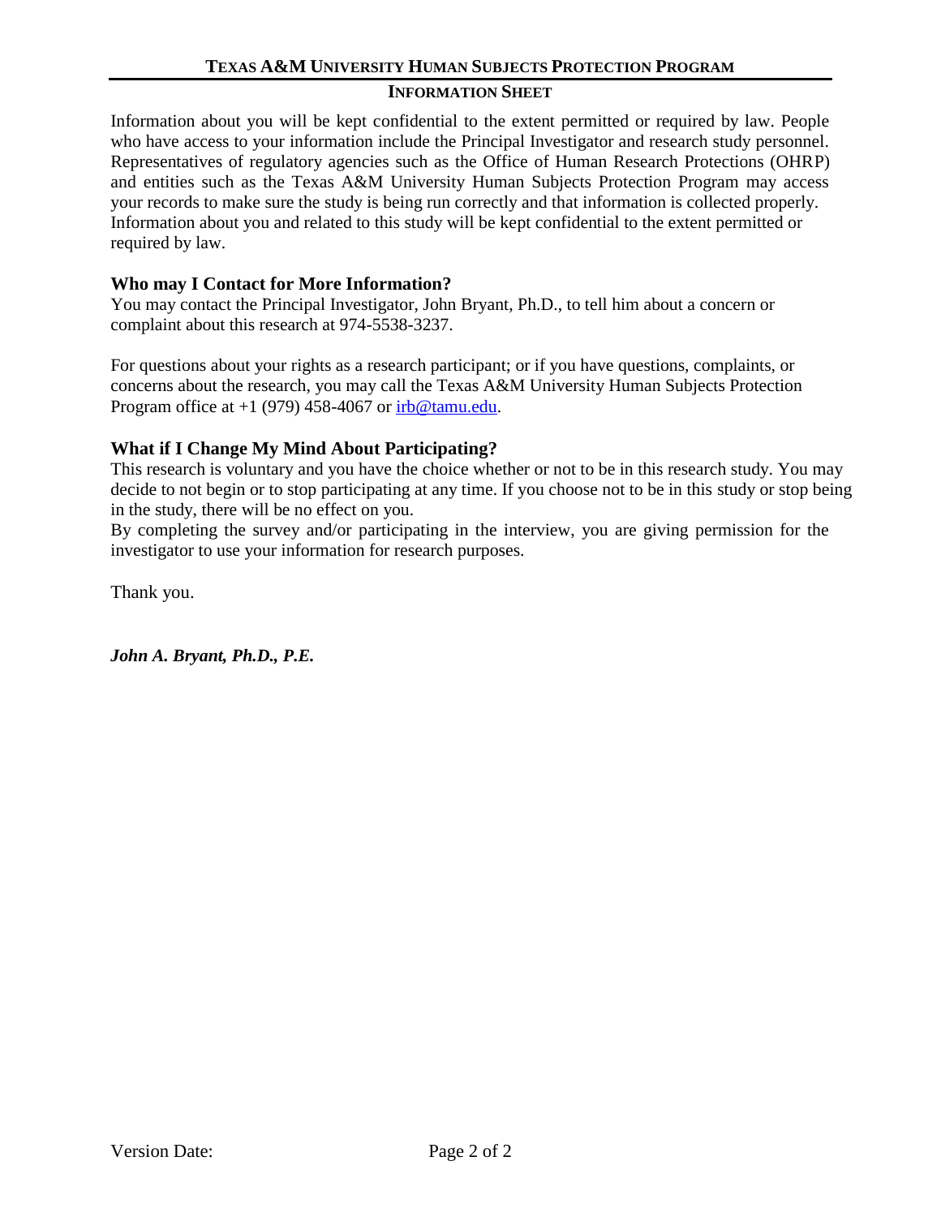Information about you will be kept confidential to the extent permitted or required by law. People who have access to your information include the Principal Investigator and research study personnel. Representatives of regulatory agencies such as the Office of Human Research Protections (OHRP) and entities such as the Texas A&M University Human Subjects Protection Program may access your records to make sure the study is being run correctly and that information is collected properly. Information about you and related to this study will be kept confidential to the extent permitted or required by law.

## Who may I Contact for More Information?

You may contact the Principal Investigator, John Bryant, Ph.D., to tell him about a concern or complaint about this research at 974-5538-3237.

For questions about your rights as a research participant; or if you have questions, complaints, or concerns about the research, you may call the Texas A&M University Human Subjects Protection Program office at +1 (979) 458-4067 or irb@tamu.edu.

## What if I Change My Mind About Participating?

This research is voluntary and you have the choice whether or not to be in this research study. You may decide to not begin or to stop participating at any time. If you choose not to be in this study or stop being in the study, there will be no effect on you.

By completing the survey and/or participating in the interview, you are giving permission for the investigator to use your information for research purposes.

Thank you.

***John A. Bryant, Ph.D., P.E.***

Version Date: